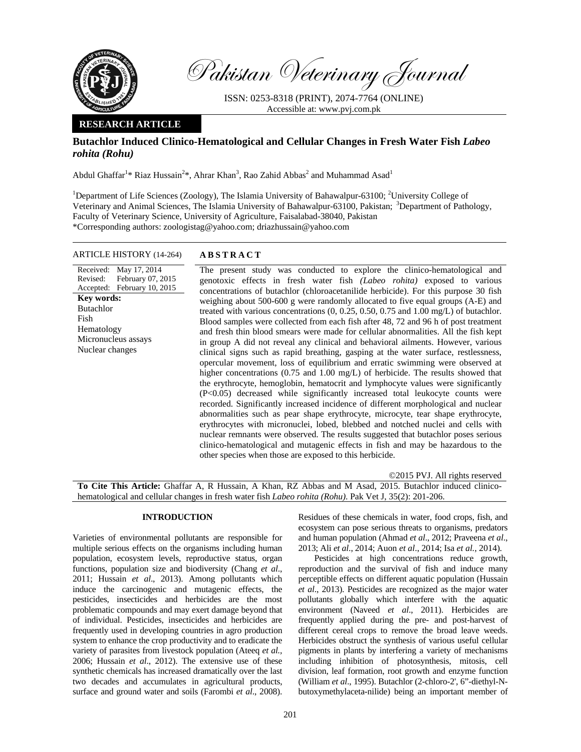Pakistan Veterinary Journal

ISSN: 0253-8318 (PRINT), 2074-7764 (ONLINE)
Accessible at: www.pvj.com.pk

**RESEARCH ARTICLE**

# Butachlor Induced Clinico-Hematological and Cellular Changes in Fresh Water Fish *Labeo rohita (Rohu)*

Abdul Ghaffar[1]* Riaz Hussain[2]*, Ahrar Khan[3], Rao Zahid Abbas[2] and Muhammad Asad[1]

[1]Department of Life Sciences (Zoology), The Islamia University of Bahawalpur-63100; [2]University College of Veterinary and Animal Sciences, The Islamia University of Bahawalpur-63100, Pakistan; [3]Department of Pathology, Faculty of Veterinary Science, University of Agriculture, Faisalabad-38040, Pakistan
*Corresponding authors: zoologistag@yahoo.com; driazhussain@yahoo.com

**ARTICLE HISTORY** (14-264)

Received: May 17, 2014
Revised: February 07, 2015
Accepted: February 10, 2015

**Key words:**
Butachlor
Fish
Hematology
Micronucleus assays
Nuclear changes

## ABSTRACT

The present study was conducted to explore the clinico-hematological and genotoxic effects in fresh water fish *(Labeo rohita)* exposed to various concentrations of butachlor (chloroacetanilide herbicide). For this purpose 30 fish weighing about 500-600 g were randomly allocated to five equal groups (A-E) and treated with various concentrations (0, 0.25, 0.50, 0.75 and 1.00 mg/L) of butachlor. Blood samples were collected from each fish after 48, 72 and 96 h of post treatment and fresh thin blood smears were made for cellular abnormalities. All the fish kept in group A did not reveal any clinical and behavioral ailments. However, various clinical signs such as rapid breathing, gasping at the water surface, restlessness, opercular movement, loss of equilibrium and erratic swimming were observed at higher concentrations (0.75 and 1.00 mg/L) of herbicide. The results showed that the erythrocyte, hemoglobin, hematocrit and lymphocyte values were significantly ($P<0.05$) decreased while significantly increased total leukocyte counts were recorded. Significantly increased incidence of different morphological and nuclear abnormalities such as pear shape erythrocyte, microcyte, tear shape erythrocyte, erythrocytes with micronuclei, lobed, blebbed and notched nuclei and cells with nuclear remnants were observed. The results suggested that butachlor poses serious clinico-hematological and mutagenic effects in fish and may be hazardous to the other species when those are exposed to this herbicide.

©2015 PVJ. All rights reserved

**To Cite This Article:** Ghaffar A, R Hussain, A Khan, RZ Abbas and M Asad, 2015. Butachlor induced clinico-hematological and cellular changes in fresh water fish *Labeo rohita (Rohu)*. Pak Vet J, 35(2): 201-206.

## INTRODUCTION

Varieties of environmental pollutants are responsible for multiple serious effects on the organisms including human population, ecosystem levels, reproductive status, organ functions, population size and biodiversity (Chang *et al*., 2011; Hussain *et al*., 2013). Among pollutants which induce the carcinogenic and mutagenic effects, the pesticides, insecticides and herbicides are the most problematic compounds and may exert damage beyond that of individual. Pesticides, insecticides and herbicides are frequently used in developing countries in agro production system to enhance the crop productivity and to eradicate the variety of parasites from livestock population (Ateeq *et al.*, 2006; Hussain *et al*., 2012). The extensive use of these synthetic chemicals has increased dramatically over the last two decades and accumulates in agricultural products, surface and ground water and soils (Farombi *et al*., 2008). Residues of these chemicals in water, food crops, fish, and ecosystem can pose serious threats to organisms, predators and human population (Ahmad *et al*., 2012; Praveena *et al*., 2013; Ali *et al*., 2014; Auon *et al*., 2014; Isa *et al.*, 2014).

Pesticides at high concentrations reduce growth, reproduction and the survival of fish and induce many perceptible effects on different aquatic population (Hussain *et al*., 2013). Pesticides are recognized as the major water pollutants globally which interfere with the aquatic environment (Naveed *et al*., 2011). Herbicides are frequently applied during the pre- and post-harvest of different cereal crops to remove the broad leave weeds. Herbicides obstruct the synthesis of various useful cellular pigments in plants by interfering a variety of mechanisms including inhibition of photosynthesis, mitosis, cell division, leaf formation, root growth and enzyme function (William *et al*., 1995). Butachlor (2-chloro-2', 6"-diethyl-N-butoxymethylaceta-nilide) being an important member of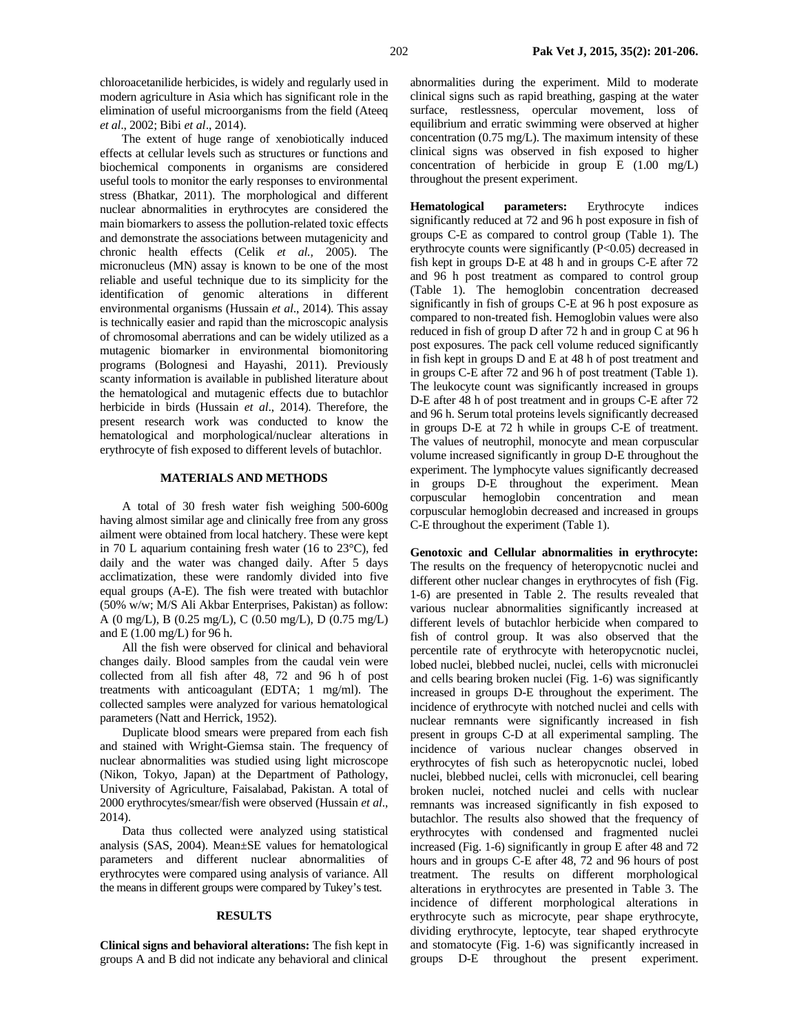chloroacetanilide herbicides, is widely and regularly used in modern agriculture in Asia which has significant role in the elimination of useful microorganisms from the field (Ateeq *et al*., 2002; Bibi *et al*., 2014).

The extent of huge range of xenobiotically induced effects at cellular levels such as structures or functions and biochemical components in organisms are considered useful tools to monitor the early responses to environmental stress (Bhatkar, 2011). The morphological and different nuclear abnormalities in erythrocytes are considered the main biomarkers to assess the pollution-related toxic effects and demonstrate the associations between mutagenicity and chronic health effects (Celik *et al.,* 2005). The micronucleus (MN) assay is known to be one of the most reliable and useful technique due to its simplicity for the identification of genomic alterations in different environmental organisms (Hussain *et al*., 2014). This assay is technically easier and rapid than the microscopic analysis of chromosomal aberrations and can be widely utilized as a mutagenic biomarker in environmental biomonitoring programs (Bolognesi and Hayashi, 2011). Previously scanty information is available in published literature about the hematological and mutagenic effects due to butachlor herbicide in birds (Hussain *et al*., 2014). Therefore, the present research work was conducted to know the hematological and morphological/nuclear alterations in erythrocyte of fish exposed to different levels of butachlor.

## MATERIALS AND METHODS

A total of 30 fresh water fish weighing 500-600g having almost similar age and clinically free from any gross ailment were obtained from local hatchery. These were kept in 70 L aquarium containing fresh water (16 to 23°C), fed daily and the water was changed daily. After 5 days acclimatization, these were randomly divided into five equal groups (A-E). The fish were treated with butachlor (50% w/w; M/S Ali Akbar Enterprises, Pakistan) as follow: A (0 mg/L), B (0.25 mg/L), C (0.50 mg/L), D (0.75 mg/L) and E (1.00 mg/L) for 96 h.

All the fish were observed for clinical and behavioral changes daily. Blood samples from the caudal vein were collected from all fish after 48, 72 and 96 h of post treatments with anticoagulant (EDTA; 1 mg/ml). The collected samples were analyzed for various hematological parameters (Natt and Herrick, 1952).

Duplicate blood smears were prepared from each fish and stained with Wright-Giemsa stain. The frequency of nuclear abnormalities was studied using light microscope (Nikon, Tokyo, Japan) at the Department of Pathology, University of Agriculture, Faisalabad, Pakistan. A total of 2000 erythrocytes/smear/fish were observed (Hussain *et al*., 2014).

Data thus collected were analyzed using statistical analysis (SAS, 2004). Mean±SE values for hematological parameters and different nuclear abnormalities of erythrocytes were compared using analysis of variance. All the means in different groups were compared by Tukey's test.

## RESULTS

**Clinical signs and behavioral alterations:** The fish kept in groups A and B did not indicate any behavioral and clinical abnormalities during the experiment. Mild to moderate clinical signs such as rapid breathing, gasping at the water surface, restlessness, opercular movement, loss of equilibrium and erratic swimming were observed at higher concentration (0.75 mg/L). The maximum intensity of these clinical signs was observed in fish exposed to higher concentration of herbicide in group E (1.00 mg/L) throughout the present experiment.

**Hematological parameters:** Erythrocyte indices significantly reduced at 72 and 96 h post exposure in fish of groups C-E as compared to control group (Table 1). The erythrocyte counts were significantly ($P<0.05$) decreased in fish kept in groups D-E at 48 h and in groups C-E after 72 and 96 h post treatment as compared to control group (Table 1). The hemoglobin concentration decreased significantly in fish of groups C-E at 96 h post exposure as compared to non-treated fish. Hemoglobin values were also reduced in fish of group D after 72 h and in group C at 96 h post exposures. The pack cell volume reduced significantly in fish kept in groups D and E at 48 h of post treatment and in groups C-E after 72 and 96 h of post treatment (Table 1). The leukocyte count was significantly increased in groups D-E after 48 h of post treatment and in groups C-E after 72 and 96 h. Serum total proteins levels significantly decreased in groups D-E at 72 h while in groups C-E of treatment. The values of neutrophil, monocyte and mean corpuscular volume increased significantly in group D-E throughout the experiment. The lymphocyte values significantly decreased in groups D-E throughout the experiment. Mean corpuscular hemoglobin concentration and mean corpuscular hemoglobin decreased and increased in groups C-E throughout the experiment (Table 1).

**Genotoxic and Cellular abnormalities in erythrocyte:** The results on the frequency of heteropycnotic nuclei and different other nuclear changes in erythrocytes of fish (Fig. 1-6) are presented in Table 2. The results revealed that various nuclear abnormalities significantly increased at different levels of butachlor herbicide when compared to fish of control group. It was also observed that the percentile rate of erythrocyte with heteropycnotic nuclei, lobed nuclei, blebbed nuclei, nuclei, cells with micronuclei and cells bearing broken nuclei (Fig. 1-6) was significantly increased in groups D-E throughout the experiment. The incidence of erythrocyte with notched nuclei and cells with nuclear remnants were significantly increased in fish present in groups C-D at all experimental sampling. The incidence of various nuclear changes observed in erythrocytes of fish such as heteropycnotic nuclei, lobed nuclei, blebbed nuclei, cells with micronuclei, cell bearing broken nuclei, notched nuclei and cells with nuclear remnants was increased significantly in fish exposed to butachlor. The results also showed that the frequency of erythrocytes with condensed and fragmented nuclei increased (Fig. 1-6) significantly in group E after 48 and 72 hours and in groups C-E after 48, 72 and 96 hours of post treatment. The results on different morphological alterations in erythrocytes are presented in Table 3. The incidence of different morphological alterations in erythrocyte such as microcyte, pear shape erythrocyte, dividing erythrocyte, leptocyte, tear shaped erythrocyte and stomatocyte (Fig. 1-6) was significantly increased in groups D-E throughout the present experiment.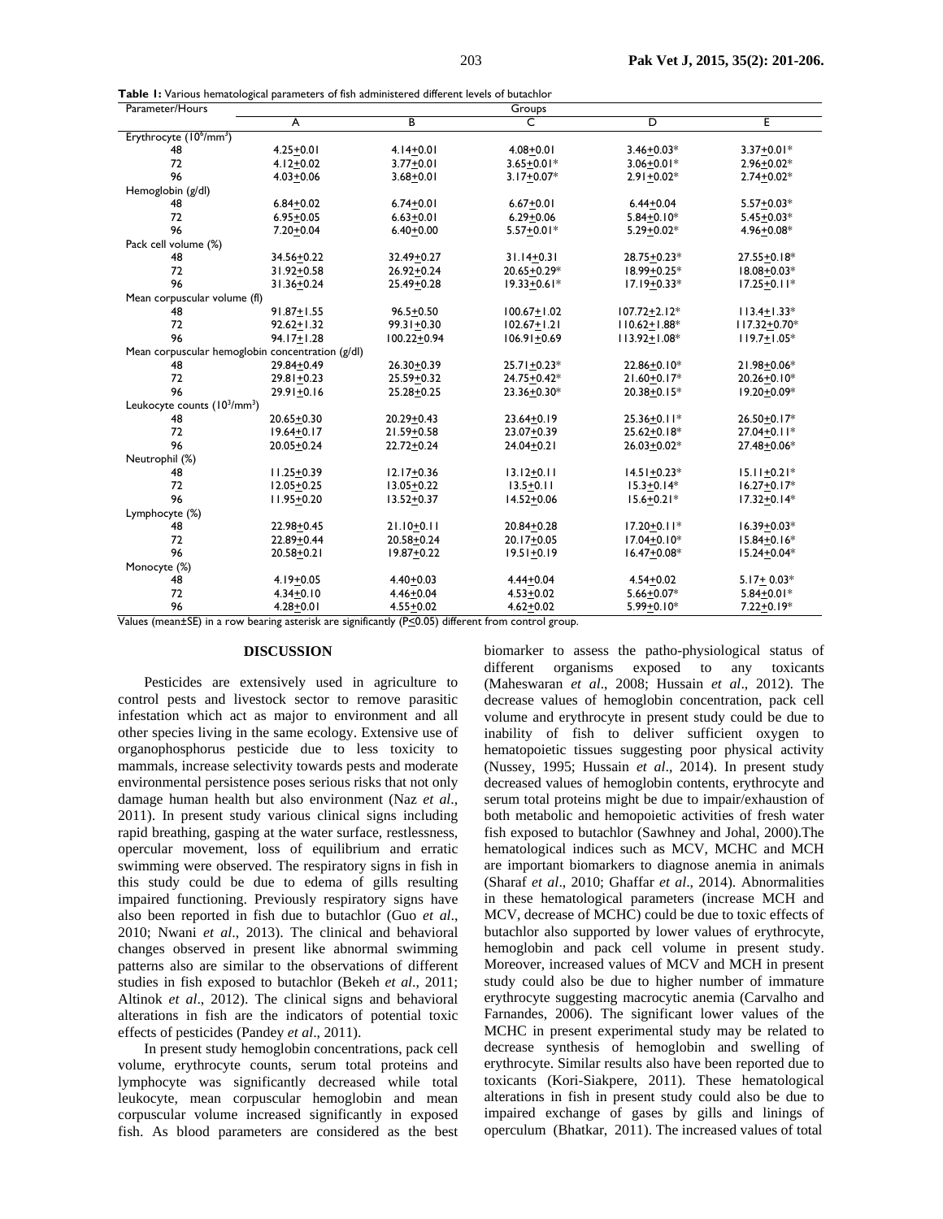**Table 1:** Various hematological parameters of fish administered different levels of butachlor

| Parameter/Hours | Groups | | | | |
|---|---|---|---|---|---|
| | A | B | C | D | E |
| Erythrocyte ($10^6$/mm$^3$) | | | | | |
| 48 | 4.25±0.01 | 4.14±0.01 | 4.08±0.01 | 3.46±0.03* | 3.37±0.01* |
| 72 | 4.12±0.02 | 3.77±0.01 | 3.65±0.01* | 3.06±0.01* | 2.96±0.02* |
| 96 | 4.03±0.06 | 3.68±0.01 | 3.17±0.07* | 2.91±0.02* | 2.74±0.02* |
| Hemoglobin (g/dl) | | | | | |
| 48 | 6.84±0.02 | 6.74±0.01 | 6.67±0.01 | 6.44±0.04 | 5.57±0.03* |
| 72 | 6.95±0.05 | 6.63±0.01 | 6.29±0.06 | 5.84±0.10* | 5.45±0.03* |
| 96 | 7.20±0.04 | 6.40±0.00 | 5.57±0.01* | 5.29±0.02* | 4.96±0.08* |
| Pack cell volume (%) | | | | | |
| 48 | 34.56±0.22 | 32.49±0.27 | 31.14±0.31 | 28.75±0.23* | 27.55±0.18* |
| 72 | 31.92±0.58 | 26.92±0.24 | 20.65±0.29* | 18.99±0.25* | 18.08±0.03* |
| 96 | 31.36±0.24 | 25.49±0.28 | 19.33±0.61* | 17.19±0.33* | 17.25±0.11* |
| Mean corpuscular volume (fl) | | | | | |
| 48 | 91.87±1.55 | 96.5±0.50 | 100.67±1.02 | 107.72±2.12* | 113.4±1.33* |
| 72 | 92.62±1.32 | 99.31±0.30 | 102.67±1.21 | 110.62±1.88* | 117.32±0.70* |
| 96 | 94.17±1.28 | 100.22±0.94 | 106.91±0.69 | 113.92±1.08* | 119.7±1.05* |
| Mean corpuscular hemoglobin concentration (g/dl) | | | | | |
| 48 | 29.84±0.49 | 26.30±0.39 | 25.71±0.23* | 22.86±0.10* | 21.98±0.06* |
| 72 | 29.81±0.23 | 25.59±0.32 | 24.75±0.42* | 21.60±0.17* | 20.26±0.10* |
| 96 | 29.91±0.16 | 25.28±0.25 | 23.36±0.30* | 20.38±0.15* | 19.20±0.09* |
| Leukocyte counts ($10^3$/mm$^3$) | | | | | |
| 48 | 20.65±0.30 | 20.29±0.43 | 23.64±0.19 | 25.36±0.11* | 26.50±0.17* |
| 72 | 19.64±0.17 | 21.59±0.58 | 23.07±0.39 | 25.62±0.18* | 27.04±0.11* |
| 96 | 20.05±0.24 | 22.72±0.24 | 24.04±0.21 | 26.03±0.02* | 27.48±0.06* |
| Neutrophil (%) | | | | | |
| 48 | 11.25±0.39 | 12.17±0.36 | 13.12±0.11 | 14.51±0.23* | 15.11±0.21* |
| 72 | 12.05±0.25 | 13.05±0.22 | 13.5±0.11 | 15.3±0.14* | 16.27±0.17* |
| 96 | 11.95±0.20 | 13.52±0.37 | 14.52±0.06 | 15.6±0.21* | 17.32±0.14* |
| Lymphocyte (%) | | | | | |
| 48 | 22.98±0.45 | 21.10±0.11 | 20.84±0.28 | 17.20±0.11* | 16.39±0.03* |
| 72 | 22.89±0.44 | 20.58±0.24 | 20.17±0.05 | 17.04±0.10* | 15.84±0.16* |
| 96 | 20.58±0.21 | 19.87±0.22 | 19.51±0.19 | 16.47±0.08* | 15.24±0.04* |
| Monocyte (%) | | | | | |
| 48 | 4.19±0.05 | 4.40±0.03 | 4.44±0.04 | 4.54±0.02 | 5.17± 0.03* |
| 72 | 4.34±0.10 | 4.46±0.04 | 4.53±0.02 | 5.66±0.07* | 5.84±0.01* |
| 96 | 4.28±0.01 | 4.55±0.02 | 4.62±0.02 | 5.99±0.10* | 7.22±0.19* |

Values (mean±SE) in a row bearing asterisk are significantly ($P\leq0.05$) different from control group.

## DISCUSSION

Pesticides are extensively used in agriculture to control pests and livestock sector to remove parasitic infestation which act as major to environment and all other species living in the same ecology. Extensive use of organophosphorus pesticide due to less toxicity to mammals, increase selectivity towards pests and moderate environmental persistence poses serious risks that not only damage human health but also environment (Naz *et al*., 2011). In present study various clinical signs including rapid breathing, gasping at the water surface, restlessness, opercular movement, loss of equilibrium and erratic swimming were observed. The respiratory signs in fish in this study could be due to edema of gills resulting impaired functioning. Previously respiratory signs have also been reported in fish due to butachlor (Guo *et al*., 2010; Nwani *et al*., 2013). The clinical and behavioral changes observed in present like abnormal swimming patterns also are similar to the observations of different studies in fish exposed to butachlor (Bekeh *et al*., 2011; Altinok *et al*., 2012). The clinical signs and behavioral alterations in fish are the indicators of potential toxic effects of pesticides (Pandey *et al*., 2011).

In present study hemoglobin concentrations, pack cell volume, erythrocyte counts, serum total proteins and lymphocyte was significantly decreased while total leukocyte, mean corpuscular hemoglobin and mean corpuscular volume increased significantly in exposed fish. As blood parameters are considered as the best biomarker to assess the patho-physiological status of different organisms exposed to any toxicants (Maheswaran *et al*., 2008; Hussain *et al*., 2012). The decrease values of hemoglobin concentration, pack cell volume and erythrocyte in present study could be due to inability of fish to deliver sufficient oxygen to hematopoietic tissues suggesting poor physical activity (Nussey, 1995; Hussain *et al*., 2014). In present study decreased values of hemoglobin contents, erythrocyte and serum total proteins might be due to impair/exhaustion of both metabolic and hemopoietic activities of fresh water fish exposed to butachlor (Sawhney and Johal, 2000).The hematological indices such as MCV, MCHC and MCH are important biomarkers to diagnose anemia in animals (Sharaf *et al*., 2010; Ghaffar *et al*., 2014). Abnormalities in these hematological parameters (increase MCH and MCV, decrease of MCHC) could be due to toxic effects of butachlor also supported by lower values of erythrocyte, hemoglobin and pack cell volume in present study. Moreover, increased values of MCV and MCH in present study could also be due to higher number of immature erythrocyte suggesting macrocytic anemia (Carvalho and Farnandes, 2006). The significant lower values of the MCHC in present experimental study may be related to decrease synthesis of hemoglobin and swelling of erythrocyte. Similar results also have been reported due to toxicants (Kori-Siakpere, 2011). These hematological alterations in fish in present study could also be due to impaired exchange of gases by gills and linings of operculum (Bhatkar, 2011). The increased values of total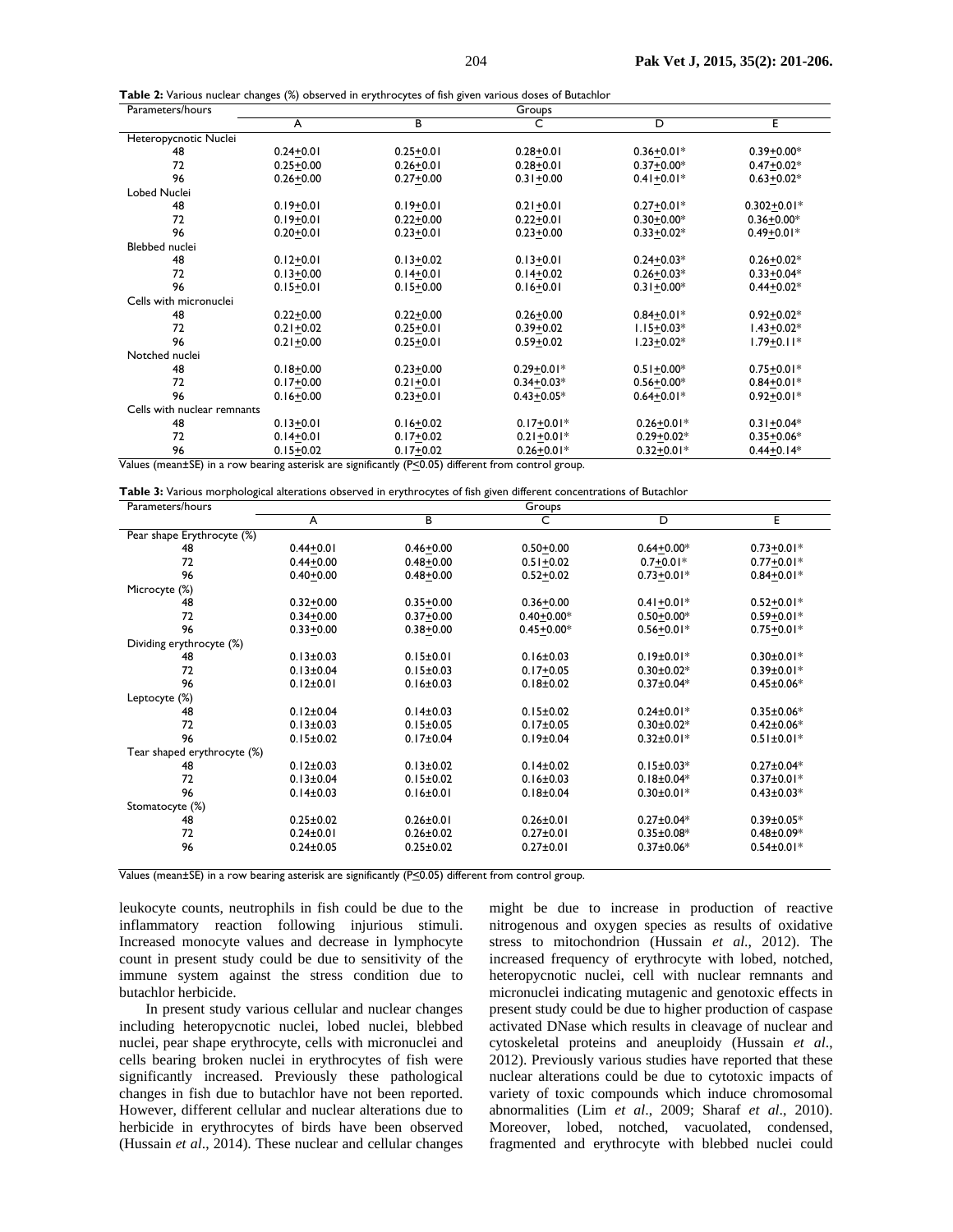**Table 2:** Various nuclear changes (%) observed in erythrocytes of fish given various doses of Butachlor

| Parameters/hours | Groups | | | | |
|---|---|---|---|---|---|
| | A | B | C | D | E |
| Heteropycnotic Nuclei | | | | | |
| 48 | 0.24±0.01 | 0.25±0.01 | 0.28±0.01 | 0.36±0.01* | 0.39±0.00* |
| 72 | 0.25±0.00 | 0.26±0.01 | 0.28±0.01 | 0.37±0.00* | 0.47±0.02* |
| 96 | 0.26±0.00 | 0.27±0.00 | 0.31±0.00 | 0.41±0.01* | 0.63±0.02* |
| Lobed Nuclei | | | | | |
| 48 | 0.19±0.01 | 0.19±0.01 | 0.21±0.01 | 0.27±0.01* | 0.302±0.01* |
| 72 | 0.19±0.01 | 0.22±0.00 | 0.22±0.01 | 0.30±0.00* | 0.36±0.00* |
| 96 | 0.20±0.01 | 0.23±0.01 | 0.23±0.00 | 0.33±0.02* | 0.49±0.01* |
| Blebbed nuclei | | | | | |
| 48 | 0.12±0.01 | 0.13±0.02 | 0.13±0.01 | 0.24±0.03* | 0.26±0.02* |
| 72 | 0.13±0.00 | 0.14±0.01 | 0.14±0.02 | 0.26±0.03* | 0.33±0.04* |
| 96 | 0.15±0.01 | 0.15±0.00 | 0.16±0.01 | 0.31±0.00* | 0.44±0.02* |
| Cells with micronuclei | | | | | |
| 48 | 0.22±0.00 | 0.22±0.00 | 0.26±0.00 | 0.84±0.01* | 0.92±0.02* |
| 72 | 0.21±0.02 | 0.25±0.01 | 0.39±0.02 | 1.15±0.03* | 1.43±0.02* |
| 96 | 0.21±0.00 | 0.25±0.01 | 0.59±0.02 | 1.23±0.02* | 1.79±0.11* |
| Notched nuclei | | | | | |
| 48 | 0.18±0.00 | 0.23±0.00 | 0.29±0.01* | 0.51±0.00* | 0.75±0.01* |
| 72 | 0.17±0.00 | 0.21±0.01 | 0.34±0.03* | 0.56±0.00* | 0.84±0.01* |
| 96 | 0.16±0.00 | 0.23±0.01 | 0.43±0.05* | 0.64±0.01* | 0.92±0.01* |
| Cells with nuclear remnants | | | | | |
| 48 | 0.13±0.01 | 0.16±0.02 | 0.17±0.01* | 0.26±0.01* | 0.31±0.04* |
| 72 | 0.14±0.01 | 0.17±0.02 | 0.21±0.01* | 0.29±0.02* | 0.35±0.06* |
| 96 | 0.15±0.02 | 0.17±0.02 | 0.26±0.01* | 0.32±0.01* | 0.44±0.14* |

Values (mean±SE) in a row bearing asterisk are significantly (P≤0.05) different from control group.

**Table 3:** Various morphological alterations observed in erythrocytes of fish given different concentrations of Butachlor

| Parameters/hours | Groups | | | | |
|---|---|---|---|---|---|
| | A | B | C | D | E |
| Pear shape Erythrocyte (%) | | | | | |
| 48 | 0.44±0.01 | 0.46±0.00 | 0.50±0.00 | 0.64±0.00* | 0.73±0.01* |
| 72 | 0.44±0.00 | 0.48±0.00 | 0.51±0.02 | 0.7±0.01* | 0.77±0.01* |
| 96 | 0.40±0.00 | 0.48±0.00 | 0.52±0.02 | 0.73±0.01* | 0.84±0.01* |
| Microcyte (%) | | | | | |
| 48 | 0.32±0.00 | 0.35±0.00 | 0.36±0.00 | 0.41±0.01* | 0.52±0.01* |
| 72 | 0.34±0.00 | 0.37±0.00 | 0.40±0.00* | 0.50±0.00* | 0.59±0.01* |
| 96 | 0.33±0.00 | 0.38±0.00 | 0.45±0.00* | 0.56±0.01* | 0.75±0.01* |
| Dividing erythrocyte (%) | | | | | |
| 48 | 0.13±0.03 | 0.15±0.01 | 0.16±0.03 | 0.19±0.01* | 0.30±0.01* |
| 72 | 0.13±0.04 | 0.15±0.03 | 0.17±0.05 | 0.30±0.02* | 0.39±0.01* |
| 96 | 0.12±0.01 | 0.16±0.03 | 0.18±0.02 | 0.37±0.04* | 0.45±0.06* |
| Leptocyte (%) | | | | | |
| 48 | 0.12±0.04 | 0.14±0.03 | 0.15±0.02 | 0.24±0.01* | 0.35±0.06* |
| 72 | 0.13±0.03 | 0.15±0.05 | 0.17±0.05 | 0.30±0.02* | 0.42±0.06* |
| 96 | 0.15±0.02 | 0.17±0.04 | 0.19±0.04 | 0.32±0.01* | 0.51±0.01* |
| Tear shaped erythrocyte (%) | | | | | |
| 48 | 0.12±0.03 | 0.13±0.02 | 0.14±0.02 | 0.15±0.03* | 0.27±0.04* |
| 72 | 0.13±0.04 | 0.15±0.02 | 0.16±0.03 | 0.18±0.04* | 0.37±0.01* |
| 96 | 0.14±0.03 | 0.16±0.01 | 0.18±0.04 | 0.30±0.01* | 0.43±0.03* |
| Stomatocyte (%) | | | | | |
| 48 | 0.25±0.02 | 0.26±0.01 | 0.26±0.01 | 0.27±0.04* | 0.39±0.05* |
| 72 | 0.24±0.01 | 0.26±0.02 | 0.27±0.01 | 0.35±0.08* | 0.48±0.09* |
| 96 | 0.24±0.05 | 0.25±0.02 | 0.27±0.01 | 0.37±0.06* | 0.54±0.01* |

Values (mean±SE) in a row bearing asterisk are significantly (P≤0.05) different from control group.

leukocyte counts, neutrophils in fish could be due to the inflammatory reaction following injurious stimuli. Increased monocyte values and decrease in lymphocyte count in present study could be due to sensitivity of the immune system against the stress condition due to butachlor herbicide.

In present study various cellular and nuclear changes including heteropycnotic nuclei, lobed nuclei, blebbed nuclei, pear shape erythrocyte, cells with micronuclei and cells bearing broken nuclei in erythrocytes of fish were significantly increased. Previously these pathological changes in fish due to butachlor have not been reported. However, different cellular and nuclear alterations due to herbicide in erythrocytes of birds have been observed (Hussain *et al*., 2014). These nuclear and cellular changes might be due to increase in production of reactive nitrogenous and oxygen species as results of oxidative stress to mitochondrion (Hussain *et al*., 2012). The increased frequency of erythrocyte with lobed, notched, heteropycnotic nuclei, cell with nuclear remnants and micronuclei indicating mutagenic and genotoxic effects in present study could be due to higher production of caspase activated DNase which results in cleavage of nuclear and cytoskeletal proteins and aneuploidy (Hussain *et al*., 2012). Previously various studies have reported that these nuclear alterations could be due to cytotoxic impacts of variety of toxic compounds which induce chromosomal abnormalities (Lim *et al*., 2009; Sharaf *et al*., 2010). Moreover, lobed, notched, vacuolated, condensed, fragmented and erythrocyte with blebbed nuclei could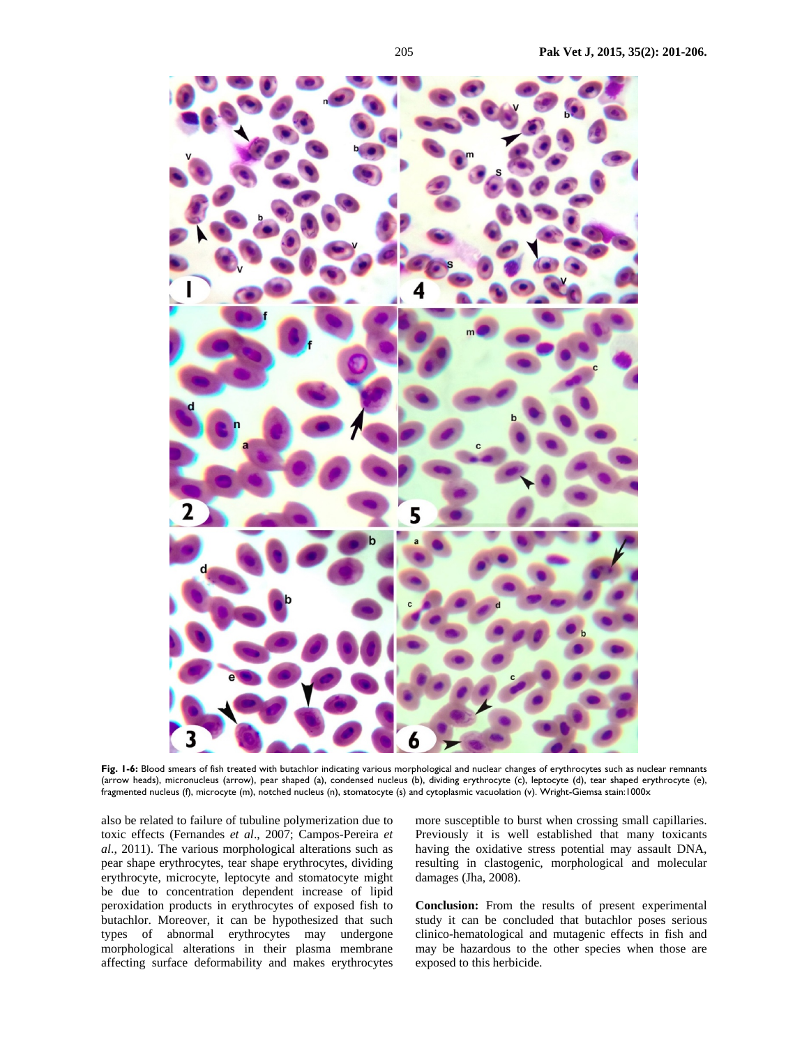**Fig. 1-6:** Blood smears of fish treated with butachlor indicating various morphological and nuclear changes of erythrocytes such as nuclear remnants (arrow heads), micronucleus (arrow), pear shaped (a), condensed nucleus (b), dividing erythrocyte (c), leptocyte (d), tear shaped erythrocyte (e), fragmented nucleus (f), microcyte (m), notched nucleus (n), stomatocyte (s) and cytoplasmic vacuolation (v). Wright-Giemsa stain:1000x

also be related to failure of tubuline polymerization due to toxic effects (Fernandes *et al*., 2007; Campos-Pereira *et al*., 2011). The various morphological alterations such as pear shape erythrocytes, tear shape erythrocytes, dividing erythrocyte, microcyte, leptocyte and stomatocyte might be due to concentration dependent increase of lipid peroxidation products in erythrocytes of exposed fish to butachlor. Moreover, it can be hypothesized that such types of abnormal erythrocytes may undergone morphological alterations in their plasma membrane affecting surface deformability and makes erythrocytes more susceptible to burst when crossing small capillaries. Previously it is well established that many toxicants having the oxidative stress potential may assault DNA, resulting in clastogenic, morphological and molecular damages (Jha, 2008).

**Conclusion:** From the results of present experimental study it can be concluded that butachlor poses serious clinico-hematological and mutagenic effects in fish and may be hazardous to the other species when those are exposed to this herbicide.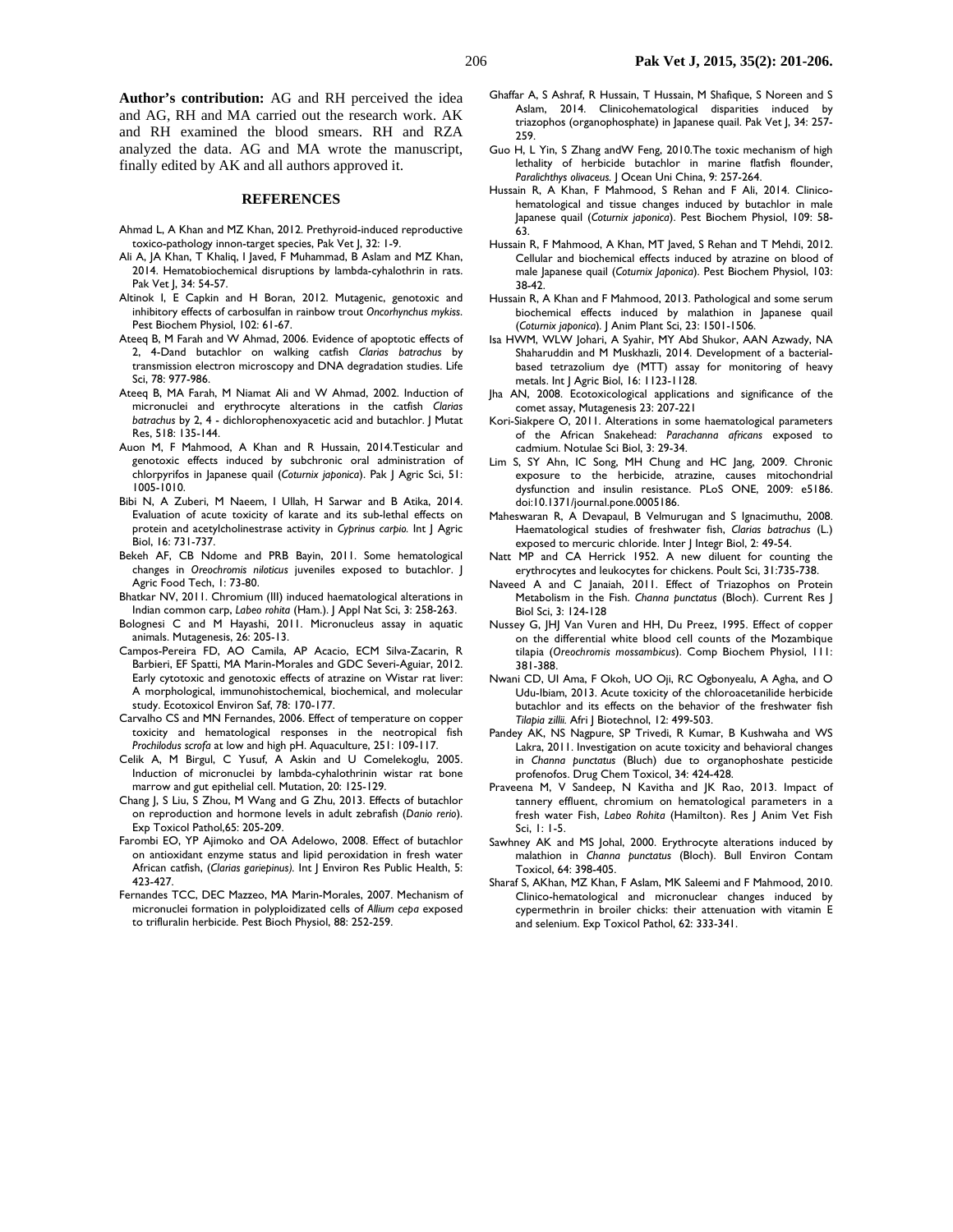**Author's contribution:** AG and RH perceived the idea and AG, RH and MA carried out the research work. AK and RH examined the blood smears. RH and RZA analyzed the data. AG and MA wrote the manuscript, finally edited by AK and all authors approved it.

## REFERENCES

Ahmad L, A Khan and MZ Khan, 2012. Prethyroid-induced reproductive toxico-pathology innon-target species, Pak Vet J, 32: 1-9.

Ali A, JA Khan, T Khaliq, I Javed, F Muhammad, B Aslam and MZ Khan, 2014. Hematobiochemical disruptions by lambda-cyhalothrin in rats. Pak Vet J, 34: 54-57.

Altinok I, E Capkin and H Boran, 2012. Mutagenic, genotoxic and inhibitory effects of carbosulfan in rainbow trout *Oncorhynchus mykiss*. Pest Biochem Physiol, 102: 61-67.

Ateeq B, M Farah and W Ahmad, 2006. Evidence of apoptotic effects of 2, 4-Dand butachlor on walking catfish *Clarias batrachus* by transmission electron microscopy and DNA degradation studies. Life Sci, 78: 977-986.

Ateeq B, MA Farah, M Niamat Ali and W Ahmad, 2002. Induction of micronuclei and erythrocyte alterations in the catfish *Clarias batrachus* by 2, 4 - dichlorophenoxyacetic acid and butachlor. J Mutat Res, 518: 135-144.

Auon M, F Mahmood, A Khan and R Hussain, 2014.Testicular and genotoxic effects induced by subchronic oral administration of chlorpyrifos in Japanese quail (*Coturnix japonica*). Pak J Agric Sci, 51: 1005-1010.

Bibi N, A Zuberi, M Naeem, I Ullah, H Sarwar and B Atika, 2014. Evaluation of acute toxicity of karate and its sub-lethal effects on protein and acetylcholinestrase activity in *Cyprinus carpio.* Int J Agric Biol, 16: 731-737.

Bekeh AF, CB Ndome and PRB Bayin, 2011. Some hematological changes in *Oreochromis niloticus* juveniles exposed to butachlor. J Agric Food Tech, 1: 73-80.

Bhatkar NV, 2011. Chromium (III) induced haematological alterations in Indian common carp, *Labeo rohita* (Ham.). J Appl Nat Sci, 3: 258-263.

Bolognesi C and M Hayashi, 2011. Micronucleus assay in aquatic animals. Mutagenesis, 26: 205-13.

Campos-Pereira FD, AO Camila, AP Acacio, ECM Silva-Zacarin, R Barbieri, EF Spatti, MA Marin-Morales and GDC Severi-Aguiar, 2012. Early cytotoxic and genotoxic effects of atrazine on Wistar rat liver: A morphological, immunohistochemical, biochemical, and molecular study. Ecotoxicol Environ Saf, 78: 170-177.

Carvalho CS and MN Fernandes, 2006. Effect of temperature on copper toxicity and hematological responses in the neotropical fish *Prochilodus scrofa* at low and high pH. Aquaculture, 251: 109-117.

Celik A, M Birgul, C Yusuf, A Askin and U Comelekoglu, 2005. Induction of micronuclei by lambda-cyhalothrinin wistar rat bone marrow and gut epithelial cell. Mutation, 20: 125-129.

Chang J, S Liu, S Zhou, M Wang and G Zhu, 2013. Effects of butachlor on reproduction and hormone levels in adult zebrafish (*Danio rerio*). Exp Toxicol Pathol,65: 205-209.

Farombi EO, YP Ajimoko and OA Adelowo, 2008. Effect of butachlor on antioxidant enzyme status and lipid peroxidation in fresh water African catfish, (*Clarias gariepinus).* Int J Environ Res Public Health, 5: 423-427.

Fernandes TCC, DEC Mazzeo, MA Marin-Morales, 2007. Mechanism of micronuclei formation in polyploidizated cells of *Allium cepa* exposed to trifluralin herbicide. Pest Bioch Physiol, 88: 252-259.

Ghaffar A, S Ashraf, R Hussain, T Hussain, M Shafique, S Noreen and S Aslam, 2014. Clinicohematological disparities induced by triazophos (organophosphate) in Japanese quail. Pak Vet J, 34: 257-259.

Guo H, L Yin, S Zhang andW Feng, 2010.The toxic mechanism of high lethality of herbicide butachlor in marine flatfish flounder, *Paralichthys olivaceus.* J Ocean Uni China, 9: 257-264.

Hussain R, A Khan, F Mahmood, S Rehan and F Ali, 2014. Clinico-hematological and tissue changes induced by butachlor in male Japanese quail (*Coturnix japonica*). Pest Biochem Physiol, 109: 58-63.

Hussain R, F Mahmood, A Khan, MT Javed, S Rehan and T Mehdi, 2012. Cellular and biochemical effects induced by atrazine on blood of male Japanese quail (*Coturnix Japonica*). Pest Biochem Physiol, 103: 38-42.

Hussain R, A Khan and F Mahmood, 2013. Pathological and some serum biochemical effects induced by malathion in Japanese quail (*Coturnix japonica*). J Anim Plant Sci, 23: 1501-1506.

Isa HWM, WLW Johari, A Syahir, MY Abd Shukor, AAN Azwady, NA Shaharuddin and M Muskhazli, 2014. Development of a bacterial-based tetrazolium dye (MTT) assay for monitoring of heavy metals. Int J Agric Biol, 16: 1123-1128.

Jha AN, 2008. Ecotoxicological applications and significance of the comet assay, Mutagenesis 23: 207-221

Kori-Siakpere O, 2011. Alterations in some haematological parameters of the African Snakehead: *Parachanna africans* exposed to cadmium. Notulae Sci Biol, 3: 29-34.

Lim S, SY Ahn, IC Song, MH Chung and HC Jang, 2009. Chronic exposure to the herbicide, atrazine, causes mitochondrial dysfunction and insulin resistance. PLoS ONE, 2009: e5186. doi:10.1371/journal.pone.0005186.

Maheswaran R, A Devapaul, B Velmurugan and S Ignacimuthu, 2008. Haematological studies of freshwater fish, *Clarias batrachus* (L.) exposed to mercuric chloride. Inter J Integr Biol, 2: 49-54.

Natt MP and CA Herrick 1952. A new diluent for counting the erythrocytes and leukocytes for chickens. Poult Sci, 31:735-738.

Naveed A and C Janaiah, 2011. Effect of Triazophos on Protein Metabolism in the Fish. *Channa punctatus* (Bloch). Current Res J Biol Sci, 3: 124-128

Nussey G, JHJ Van Vuren and HH, Du Preez, 1995. Effect of copper on the differential white blood cell counts of the Mozambique tilapia (*Oreochromis mossambicus*). Comp Biochem Physiol, 111: 381-388.

Nwani CD, UI Ama, F Okoh, UO Oji, RC Ogbonyealu, A Agha, and O Udu-Ibiam, 2013. Acute toxicity of the chloroacetanilide herbicide butachlor and its effects on the behavior of the freshwater fish *Tilapia zillii.* Afri J Biotechnol, 12: 499-503.

Pandey AK, NS Nagpure, SP Trivedi, R Kumar, B Kushwaha and WS Lakra, 2011. Investigation on acute toxicity and behavioral changes in *Channa punctatus* (Bluch) due to organophoshate pesticide profenofos. Drug Chem Toxicol, 34: 424-428.

Praveena M, V Sandeep, N Kavitha and JK Rao, 2013. Impact of tannery effluent, chromium on hematological parameters in a fresh water Fish, *Labeo Rohita* (Hamilton). Res J Anim Vet Fish Sci, 1: 1-5.

Sawhney AK and MS Johal, 2000. Erythrocyte alterations induced by malathion in *Channa punctatus* (Bloch). Bull Environ Contam Toxicol, 64: 398-405.

Sharaf S, AKhan, MZ Khan, F Aslam, MK Saleemi and F Mahmood, 2010. Clinico-hematological and micronuclear changes induced by cypermethrin in broiler chicks: their attenuation with vitamin E and selenium. Exp Toxicol Pathol, 62: 333-341.